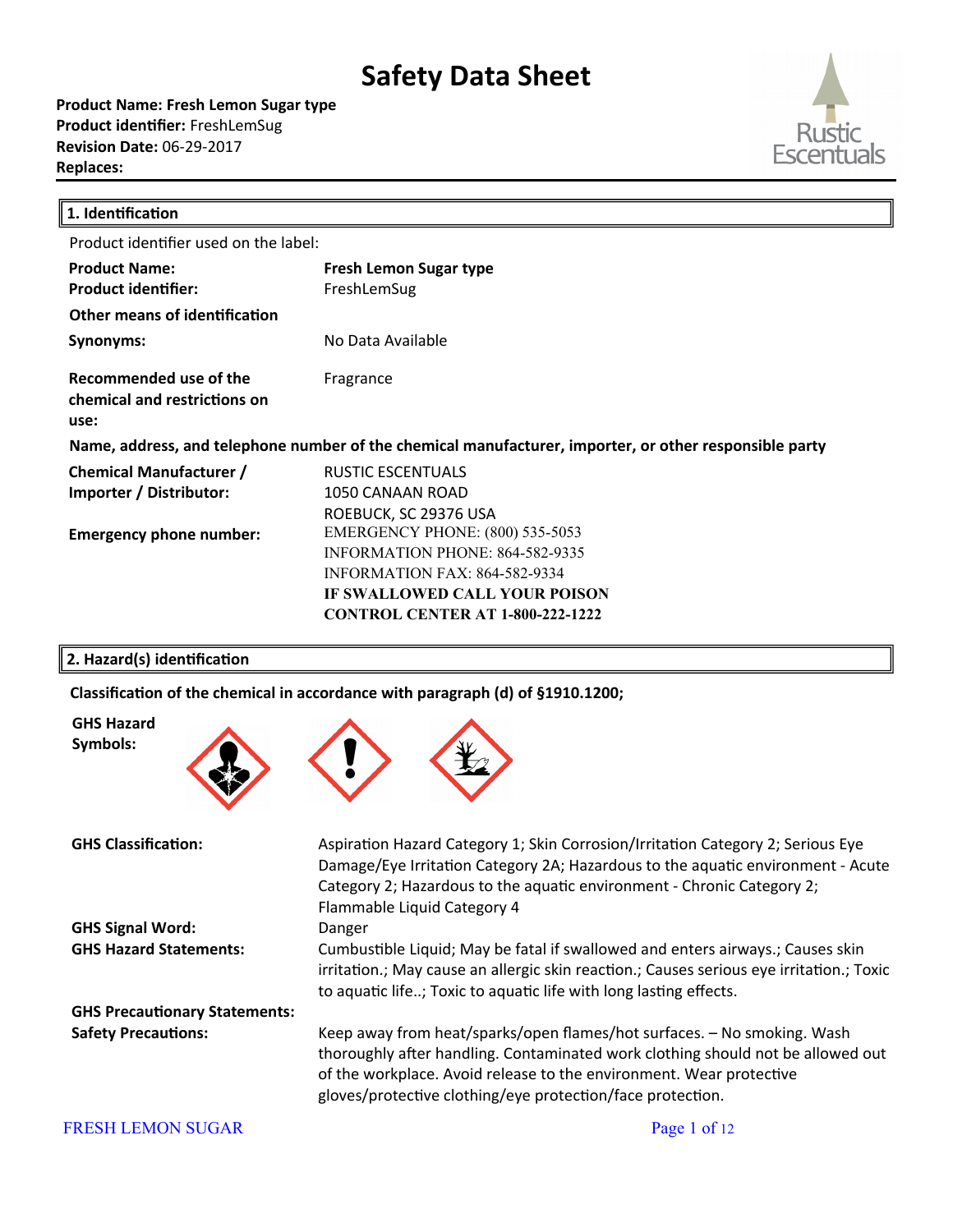# Safety Data Sheet

**Product Name: Fresh Lemon Sugar type**
**Product identifier:** FreshLemSug
**Revision Date:** 06-29-2017
**Replaces:**

Rustic Escentuals

## 1. Identification

Product identifier used on the label:

| | |
|---|---|
| **Product Name:** | **Fresh Lemon Sugar type** |
| **Product identifier:** | FreshLemSug |
| **Other means of identification** | |
| **Synonyms:** | No Data Available |
| **Recommended use of the chemical and restrictions on use:** | Fragrance |

**Name, address, and telephone number of the chemical manufacturer, importer, or other responsible party**

| | |
|---|---|
| **Chemical Manufacturer / Importer / Distributor:** | RUSTIC ESCENTUALS<br>1050 CANAAN ROAD<br>ROEBUCK, SC 29376 USA |
| **Emergency phone number:** | EMERGENCY PHONE: (800) 535-5053<br>INFORMATION PHONE: 864-582-9335<br>INFORMATION FAX: 864-582-9334<br>**IF SWALLOWED CALL YOUR POISON CONTROL CENTER AT 1-800-222-1222** |

## 2. Hazard(s) identification

**Classification of the chemical in accordance with paragraph (d) of §1910.1200;**

**GHS Hazard Symbols:**

| | |
|---|---|
| **GHS Classification:** | Aspiration Hazard Category 1; Skin Corrosion/Irritation Category 2; Serious Eye Damage/Eye Irritation Category 2A; Hazardous to the aquatic environment - Acute Category 2; Hazardous to the aquatic environment - Chronic Category 2; Flammable Liquid Category 4 |
| **GHS Signal Word:** | Danger |
| **GHS Hazard Statements:** | Cumbustible Liquid; May be fatal if swallowed and enters airways.; Causes skin irritation.; May cause an allergic skin reaction.; Causes serious eye irritation.; Toxic to aquatic life..; Toxic to aquatic life with long lasting effects. |
| **GHS Precautionary Statements:** | |
| **Safety Precautions:** | Keep away from heat/sparks/open flames/hot surfaces. – No smoking. Wash thoroughly after handling. Contaminated work clothing should not be allowed out of the workplace. Avoid release to the environment. Wear protective gloves/protective clothing/eye protection/face protection. |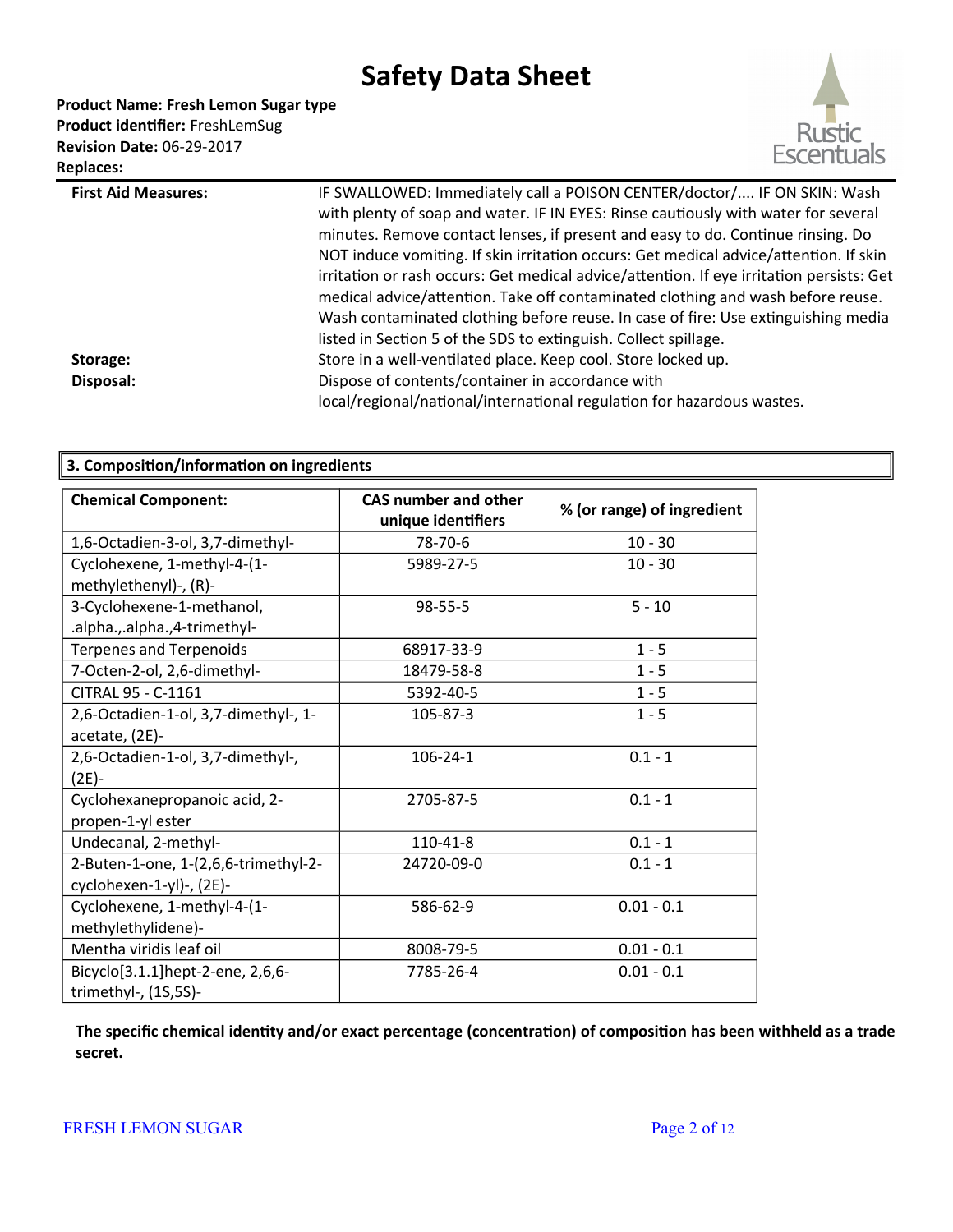# Safety Data Sheet

**Product Name: Fresh Lemon Sugar type**
**Product identifier:** FreshLemSug
**Revision Date:** 06-29-2017
**Replaces:**

| | |
|---|---|
| **First Aid Measures:** | IF SWALLOWED: Immediately call a POISON CENTER/doctor/.... IF ON SKIN: Wash with plenty of soap and water. IF IN EYES: Rinse cautiously with water for several minutes. Remove contact lenses, if present and easy to do. Continue rinsing. Do NOT induce vomiting. If skin irritation occurs: Get medical advice/attention. If skin irritation or rash occurs: Get medical advice/attention. If eye irritation persists: Get medical advice/attention. Take off contaminated clothing and wash before reuse. Wash contaminated clothing before reuse. In case of fire: Use extinguishing media listed in Section 5 of the SDS to extinguish. Collect spillage. |
| **Storage:** | Store in a well-ventilated place. Keep cool. Store locked up. |
| **Disposal:** | Dispose of contents/container in accordance with local/regional/national/international regulation for hazardous wastes. |

## 3. Composition/information on ingredients

| Chemical Component: | CAS number and other unique identifiers | % (or range) of ingredient |
|---|---|---|
| 1,6-Octadien-3-ol, 3,7-dimethyl- | 78-70-6 | 10 - 30 |
| Cyclohexene, 1-methyl-4-(1-methylethenyl)-, (R)- | 5989-27-5 | 10 - 30 |
| 3-Cyclohexene-1-methanol, .alpha.,.alpha.,4-trimethyl- | 98-55-5 | 5 - 10 |
| Terpenes and Terpenoids | 68917-33-9 | 1 - 5 |
| 7-Octen-2-ol, 2,6-dimethyl- | 18479-58-8 | 1 - 5 |
| CITRAL 95 - C-1161 | 5392-40-5 | 1 - 5 |
| 2,6-Octadien-1-ol, 3,7-dimethyl-, 1-acetate, (2E)- | 105-87-3 | 1 - 5 |
| 2,6-Octadien-1-ol, 3,7-dimethyl-, (2E)- | 106-24-1 | 0.1 - 1 |
| Cyclohexanepropanoic acid, 2-propen-1-yl ester | 2705-87-5 | 0.1 - 1 |
| Undecanal, 2-methyl- | 110-41-8 | 0.1 - 1 |
| 2-Buten-1-one, 1-(2,6,6-trimethyl-2-cyclohexen-1-yl)-, (2E)- | 24720-09-0 | 0.1 - 1 |
| Cyclohexene, 1-methyl-4-(1-methylethylidene)- | 586-62-9 | 0.01 - 0.1 |
| Mentha viridis leaf oil | 8008-79-5 | 0.01 - 0.1 |
| Bicyclo[3.1.1]hept-2-ene, 2,6,6-trimethyl-, (1S,5S)- | 7785-26-4 | 0.01 - 0.1 |

**The specific chemical identity and/or exact percentage (concentration) of composition has been withheld as a trade secret.**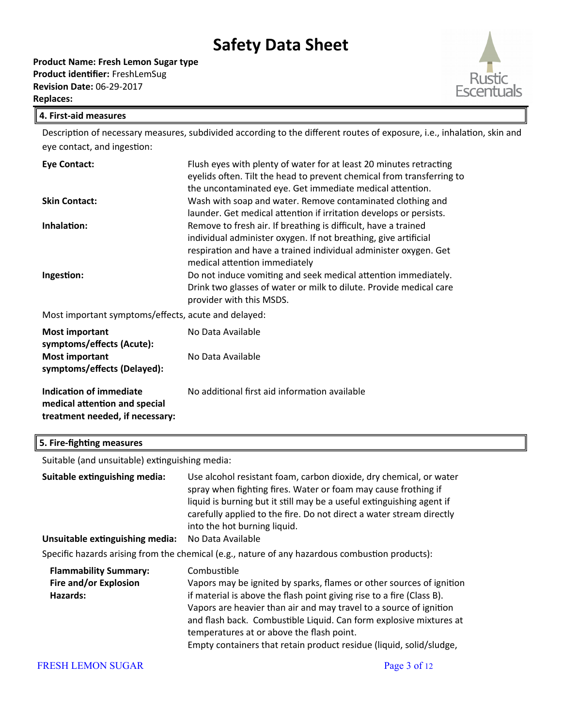## 4. First-aid measures

Description of necessary measures, subdivided according to the different routes of exposure, i.e., inhalation, skin and eye contact, and ingestion:

**Eye Contact:** Flush eyes with plenty of water for at least 20 minutes retracting eyelids often. Tilt the head to prevent chemical from transferring to the uncontaminated eye. Get immediate medical attention.

**Skin Contact:** Wash with soap and water. Remove contaminated clothing and launder. Get medical attention if irritation develops or persists.

**Inhalation:** Remove to fresh air. If breathing is difficult, have a trained individual administer oxygen. If not breathing, give artificial respiration and have a trained individual administer oxygen. Get medical attention immediately

**Ingestion:** Do not induce vomiting and seek medical attention immediately. Drink two glasses of water or milk to dilute. Provide medical care provider with this MSDS.

Most important symptoms/effects, acute and delayed:

**Most important symptoms/effects (Acute):** No Data Available

**Most important symptoms/effects (Delayed):** No Data Available

**Indication of immediate medical attention and special treatment needed, if necessary:** No additional first aid information available

## 5. Fire-fighting measures

Suitable (and unsuitable) extinguishing media:

**Suitable extinguishing media:** Use alcohol resistant foam, carbon dioxide, dry chemical, or water spray when fighting fires. Water or foam may cause frothing if liquid is burning but it still may be a useful extinguishing agent if carefully applied to the fire. Do not direct a water stream directly into the hot burning liquid.

**Unsuitable extinguishing media:** No Data Available

Specific hazards arising from the chemical (e.g., nature of any hazardous combustion products):

**Flammability Summary:** Combustible

**Fire and/or Explosion Hazards:** Vapors may be ignited by sparks, flames or other sources of ignition if material is above the flash point giving rise to a fire (Class B). Vapors are heavier than air and may travel to a source of ignition and flash back. Combustible Liquid. Can form explosive mixtures at temperatures at or above the flash point.
Empty containers that retain product residue (liquid, solid/sludge,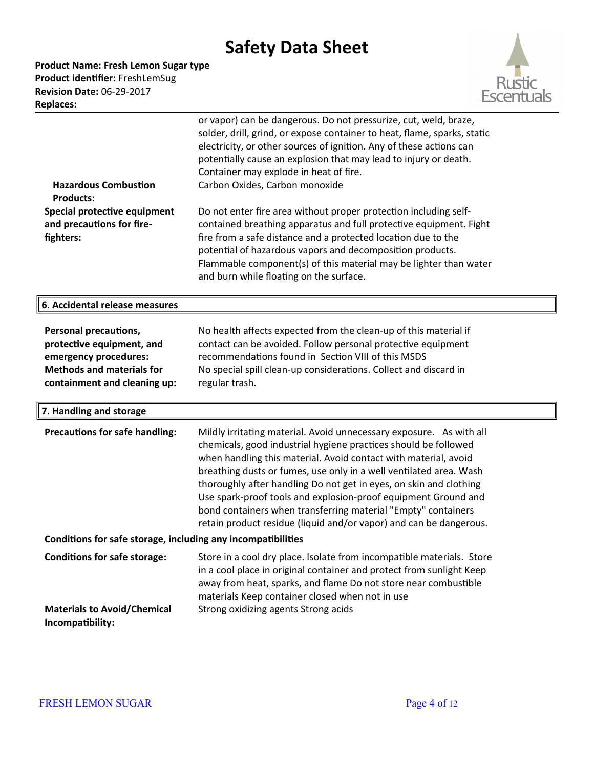| | |
|---|---|
| | or vapor) can be dangerous. Do not pressurize, cut, weld, braze, solder, drill, grind, or expose container to heat, flame, sparks, static electricity, or other sources of ignition. Any of these actions can potentially cause an explosion that may lead to injury or death. Container may explode in heat of fire. |
| **Hazardous Combustion Products:** | Carbon Oxides, Carbon monoxide |
| **Special protective equipment and precautions for fire-fighters:** | Do not enter fire area without proper protection including self-contained breathing apparatus and full protective equipment. Fight fire from a safe distance and a protected location due to the potential of hazardous vapors and decomposition products. Flammable component(s) of this material may be lighter than water and burn while floating on the surface. |

## 6. Accidental release measures

| | |
|---|---|
| **Personal precautions, protective equipment, and emergency procedures:** | No health affects expected from the clean-up of this material if contact can be avoided. Follow personal protective equipment recommendations found in Section VIII of this MSDS |
| **Methods and materials for containment and cleaning up:** | No special spill clean-up considerations. Collect and discard in regular trash. |

## 7. Handling and storage

| | |
|---|---|
| **Precautions for safe handling:** | Mildly irritating material. Avoid unnecessary exposure. As with all chemicals, good industrial hygiene practices should be followed when handling this material. Avoid contact with material, avoid breathing dusts or fumes, use only in a well ventilated area. Wash thoroughly after handling Do not get in eyes, on skin and clothing Use spark-proof tools and explosion-proof equipment Ground and bond containers when transferring material "Empty" containers retain product residue (liquid and/or vapor) and can be dangerous. |

**Conditions for safe storage, including any incompatibilities**

| | |
|---|---|
| **Conditions for safe storage:** | Store in a cool dry place. Isolate from incompatible materials. Store in a cool place in original container and protect from sunlight Keep away from heat, sparks, and flame Do not store near combustible materials Keep container closed when not in use |
| **Materials to Avoid/Chemical Incompatibility:** | Strong oxidizing agents Strong acids |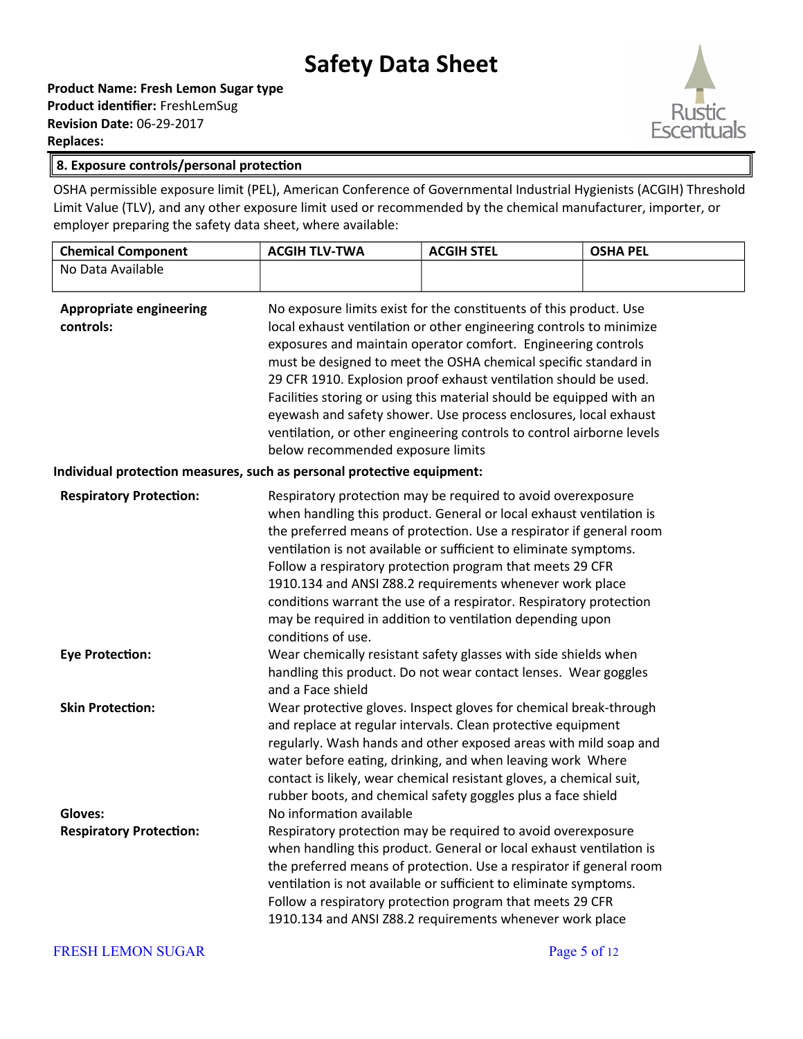## 8. Exposure controls/personal protection

OSHA permissible exposure limit (PEL), American Conference of Governmental Industrial Hygienists (ACGIH) Threshold Limit Value (TLV), and any other exposure limit used or recommended by the chemical manufacturer, importer, or employer preparing the safety data sheet, where available:

| Chemical Component | ACGIH TLV-TWA | ACGIH STEL | OSHA PEL |
|---|---|---|---|
| No Data Available | | | |

**Appropriate engineering controls:** No exposure limits exist for the constituents of this product. Use local exhaust ventilation or other engineering controls to minimize exposures and maintain operator comfort. Engineering controls must be designed to meet the OSHA chemical specific standard in 29 CFR 1910. Explosion proof exhaust ventilation should be used. Facilities storing or using this material should be equipped with an eyewash and safety shower. Use process enclosures, local exhaust ventilation, or other engineering controls to control airborne levels below recommended exposure limits

**Individual protection measures, such as personal protective equipment:**

**Respiratory Protection:** Respiratory protection may be required to avoid overexposure when handling this product. General or local exhaust ventilation is the preferred means of protection. Use a respirator if general room ventilation is not available or sufficient to eliminate symptoms. Follow a respiratory protection program that meets 29 CFR 1910.134 and ANSI Z88.2 requirements whenever work place conditions warrant the use of a respirator. Respiratory protection may be required in addition to ventilation depending upon conditions of use.

**Eye Protection:** Wear chemically resistant safety glasses with side shields when handling this product. Do not wear contact lenses. Wear goggles and a Face shield

**Skin Protection:** Wear protective gloves. Inspect gloves for chemical break-through and replace at regular intervals. Clean protective equipment regularly. Wash hands and other exposed areas with mild soap and water before eating, drinking, and when leaving work Where contact is likely, wear chemical resistant gloves, a chemical suit, rubber boots, and chemical safety goggles plus a face shield

**Gloves:** No information available

**Respiratory Protection:** Respiratory protection may be required to avoid overexposure when handling this product. General or local exhaust ventilation is the preferred means of protection. Use a respirator if general room ventilation is not available or sufficient to eliminate symptoms. Follow a respiratory protection program that meets 29 CFR 1910.134 and ANSI Z88.2 requirements whenever work place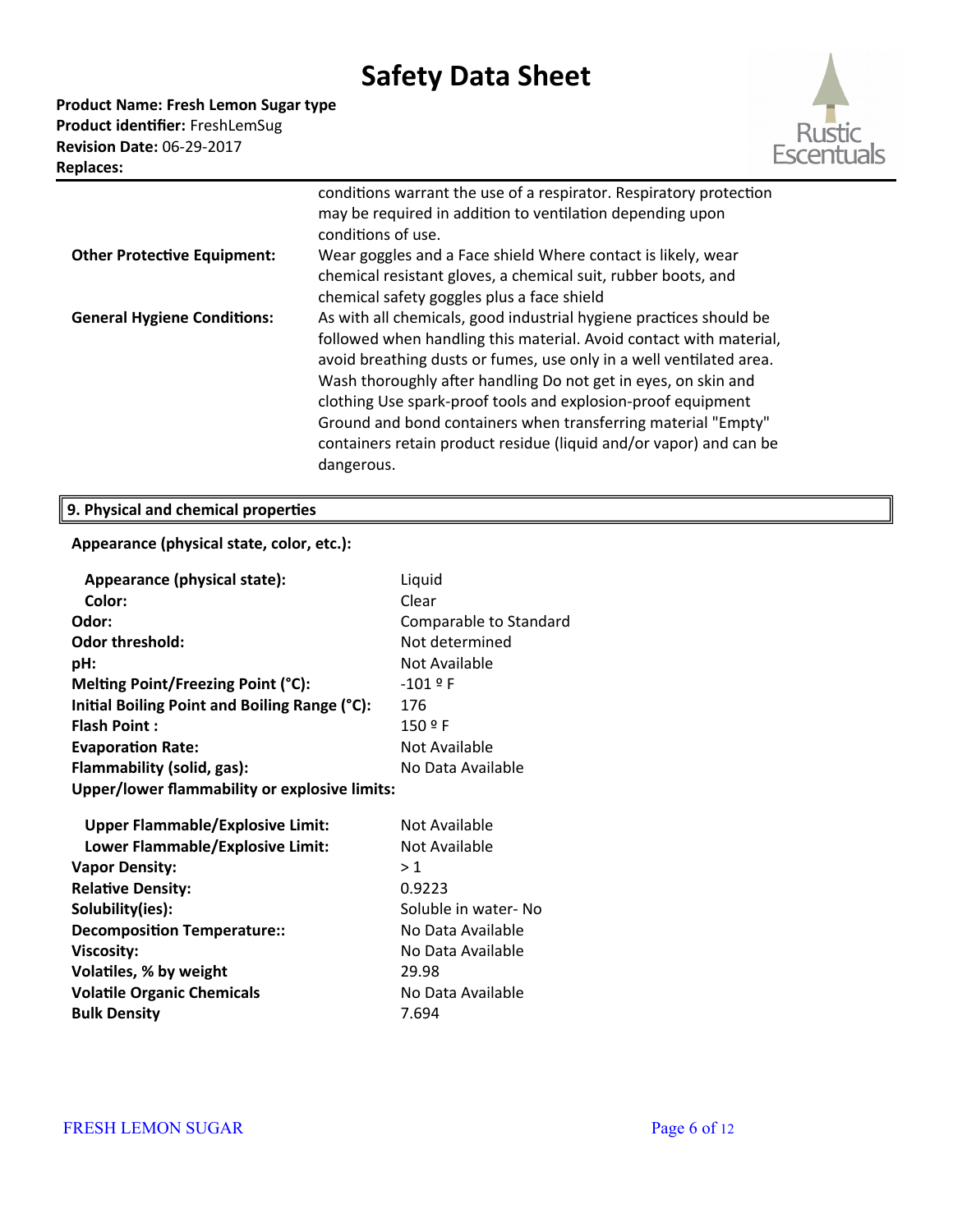**Product Name: Fresh Lemon Sugar type**
**Product identifier:** FreshLemSug
**Revision Date:** 06-29-2017
**Replaces:**

| | |
|---|---|
| | conditions warrant the use of a respirator. Respiratory protection may be required in addition to ventilation depending upon conditions of use. |
| **Other Protective Equipment:** | Wear goggles and a Face shield Where contact is likely, wear chemical resistant gloves, a chemical suit, rubber boots, and chemical safety goggles plus a face shield |
| **General Hygiene Conditions:** | As with all chemicals, good industrial hygiene practices should be followed when handling this material. Avoid contact with material, avoid breathing dusts or fumes, use only in a well ventilated area. Wash thoroughly after handling Do not get in eyes, on skin and clothing Use spark-proof tools and explosion-proof equipment Ground and bond containers when transferring material "Empty" containers retain product residue (liquid and/or vapor) and can be dangerous. |

## 9. Physical and chemical properties

**Appearance (physical state, color, etc.):**

| | |
|---|---|
| **Appearance (physical state):** | Liquid |
| **Color:** | Clear |
| **Odor:** | Comparable to Standard |
| **Odor threshold:** | Not determined |
| **pH:** | Not Available |
| **Melting Point/Freezing Point (°C):** | -101 º F |
| **Initial Boiling Point and Boiling Range (°C):** | 176 |
| **Flash Point :** | 150 º F |
| **Evaporation Rate:** | Not Available |
| **Flammability (solid, gas):** | No Data Available |

**Upper/lower flammability or explosive limits:**

| | |
|---|---|
| **Upper Flammable/Explosive Limit:** | Not Available |
| **Lower Flammable/Explosive Limit:** | Not Available |
| **Vapor Density:** | > 1 |
| **Relative Density:** | 0.9223 |
| **Solubility(ies):** | Soluble in water- No |
| **Decomposition Temperature::** | No Data Available |
| **Viscosity:** | No Data Available |
| **Volatiles, % by weight** | 29.98 |
| **Volatile Organic Chemicals** | No Data Available |
| **Bulk Density** | 7.694 |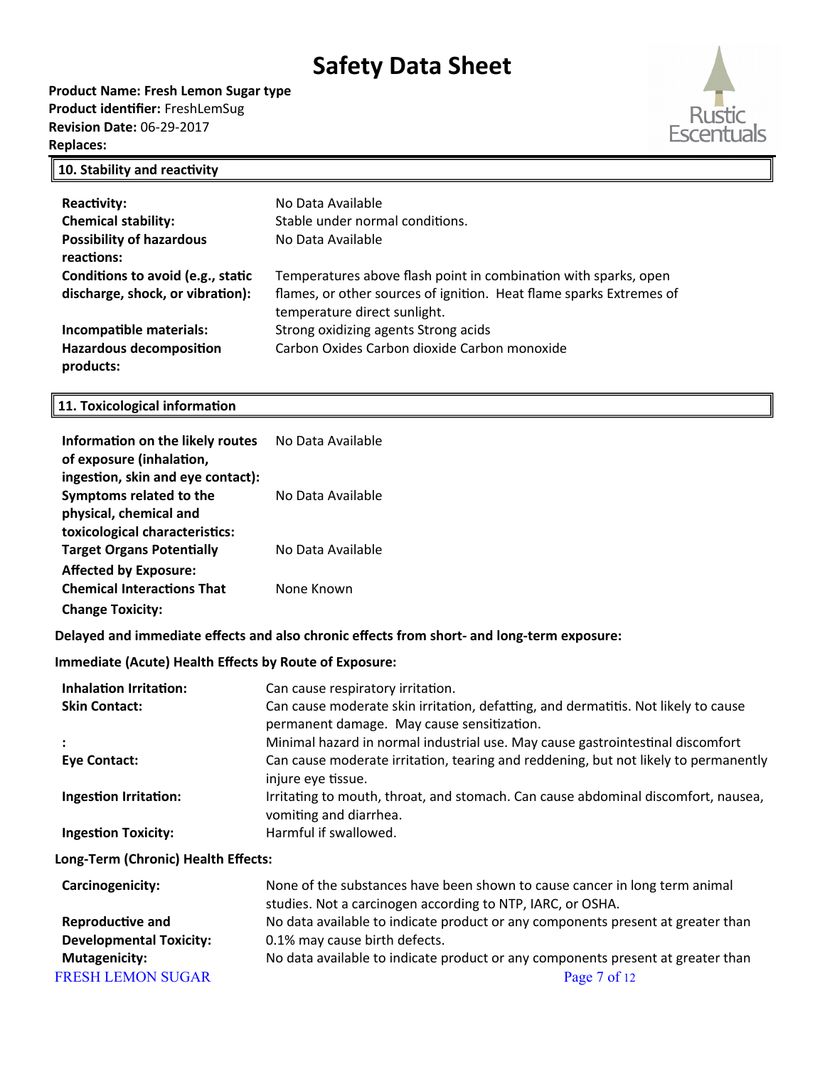# Safety Data Sheet

**Product Name: Fresh Lemon Sugar type**
**Product identifier:** FreshLemSug
**Revision Date:** 06-29-2017
**Replaces:**

## 10. Stability and reactivity

| | |
|---|---|
| **Reactivity:** | No Data Available |
| **Chemical stability:** | Stable under normal conditions. |
| **Possibility of hazardous reactions:** | No Data Available |
| **Conditions to avoid (e.g., static discharge, shock, or vibration):** | Temperatures above flash point in combination with sparks, open flames, or other sources of ignition. Heat flame sparks Extremes of temperature direct sunlight. |
| **Incompatible materials:** | Strong oxidizing agents Strong acids |
| **Hazardous decomposition products:** | Carbon Oxides Carbon dioxide Carbon monoxide |

## 11. Toxicological information

| | |
|---|---|
| **Information on the likely routes of exposure (inhalation, ingestion, skin and eye contact):** | No Data Available |
| **Symptoms related to the physical, chemical and toxicological characteristics:** | No Data Available |
| **Target Organs Potentially Affected by Exposure:** | No Data Available |
| **Chemical Interactions That Change Toxicity:** | None Known |

**Delayed and immediate effects and also chronic effects from short- and long-term exposure:**

**Immediate (Acute) Health Effects by Route of Exposure:**

| | |
|---|---|
| **Inhalation Irritation:** | Can cause respiratory irritation. |
| **Skin Contact:** | Can cause moderate skin irritation, defatting, and dermatitis. Not likely to cause permanent damage. May cause sensitization. |
| **:** | Minimal hazard in normal industrial use. May cause gastrointestinal discomfort |
| **Eye Contact:** | Can cause moderate irritation, tearing and reddening, but not likely to permanently injure eye tissue. |
| **Ingestion Irritation:** | Irritating to mouth, throat, and stomach. Can cause abdominal discomfort, nausea, vomiting and diarrhea. |
| **Ingestion Toxicity:** | Harmful if swallowed. |

**Long-Term (Chronic) Health Effects:**

| | |
|---|---|
| **Carcinogenicity:** | None of the substances have been shown to cause cancer in long term animal studies. Not a carcinogen according to NTP, IARC, or OSHA. |
| **Reproductive and Developmental Toxicity:** | No data available to indicate product or any components present at greater than 0.1% may cause birth defects. |
| **Mutagenicity:** | No data available to indicate product or any components present at greater than |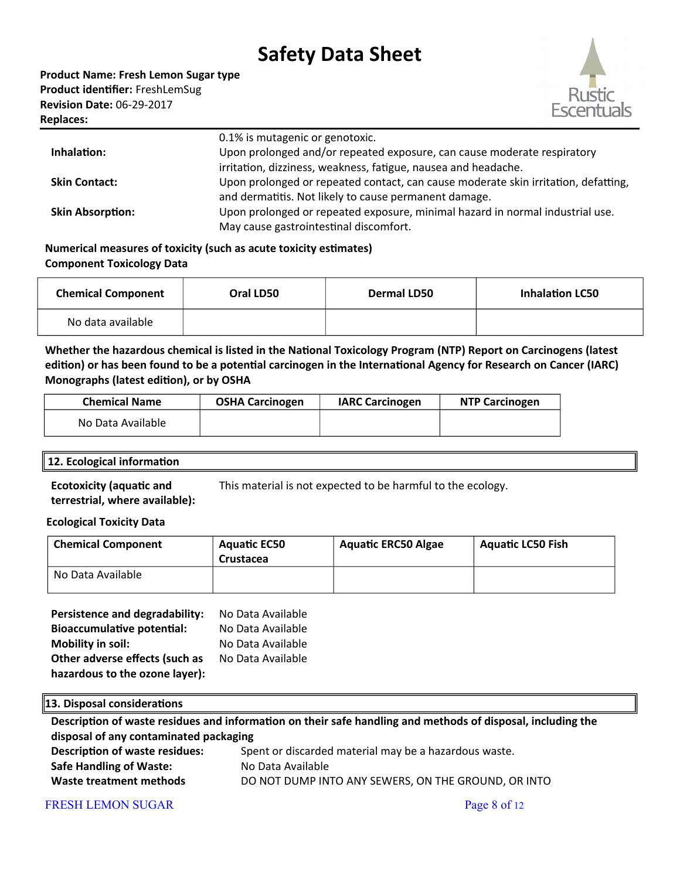0.1% is mutagenic or genotoxic.

**Inhalation:** Upon prolonged and/or repeated exposure, can cause moderate respiratory irritation, dizziness, weakness, fatigue, nausea and headache.

**Skin Contact:** Upon prolonged or repeated contact, can cause moderate skin irritation, defatting, and dermatitis. Not likely to cause permanent damage.

**Skin Absorption:** Upon prolonged or repeated exposure, minimal hazard in normal industrial use. May cause gastrointestinal discomfort.

**Numerical measures of toxicity (such as acute toxicity estimates)**
**Component Toxicology Data**

| Chemical Component | Oral LD50 | Dermal LD50 | Inhalation LC50 |
|---|---|---|---|
| No data available | | | |

**Whether the hazardous chemical is listed in the National Toxicology Program (NTP) Report on Carcinogens (latest edition) or has been found to be a potential carcinogen in the International Agency for Research on Cancer (IARC) Monographs (latest edition), or by OSHA**

| Chemical Name | OSHA Carcinogen | IARC Carcinogen | NTP Carcinogen |
|---|---|---|---|
| No Data Available | | | |

## 12. Ecological information

**Ecotoxicity (aquatic and terrestrial, where available):** This material is not expected to be harmful to the ecology.

**Ecological Toxicity Data**

| Chemical Component | Aquatic EC50 Crustacea | Aquatic ERC50 Algae | Aquatic LC50 Fish |
|---|---|---|---|
| No Data Available | | | |

**Persistence and degradability:** No Data Available
**Bioaccumulative potential:** No Data Available
**Mobility in soil:** No Data Available
**Other adverse effects (such as hazardous to the ozone layer):** No Data Available

## 13. Disposal considerations

**Description of waste residues and information on their safe handling and methods of disposal, including the disposal of any contaminated packaging**

**Description of waste residues:** Spent or discarded material may be a hazardous waste.
**Safe Handling of Waste:** No Data Available
**Waste treatment methods** DO NOT DUMP INTO ANY SEWERS, ON THE GROUND, OR INTO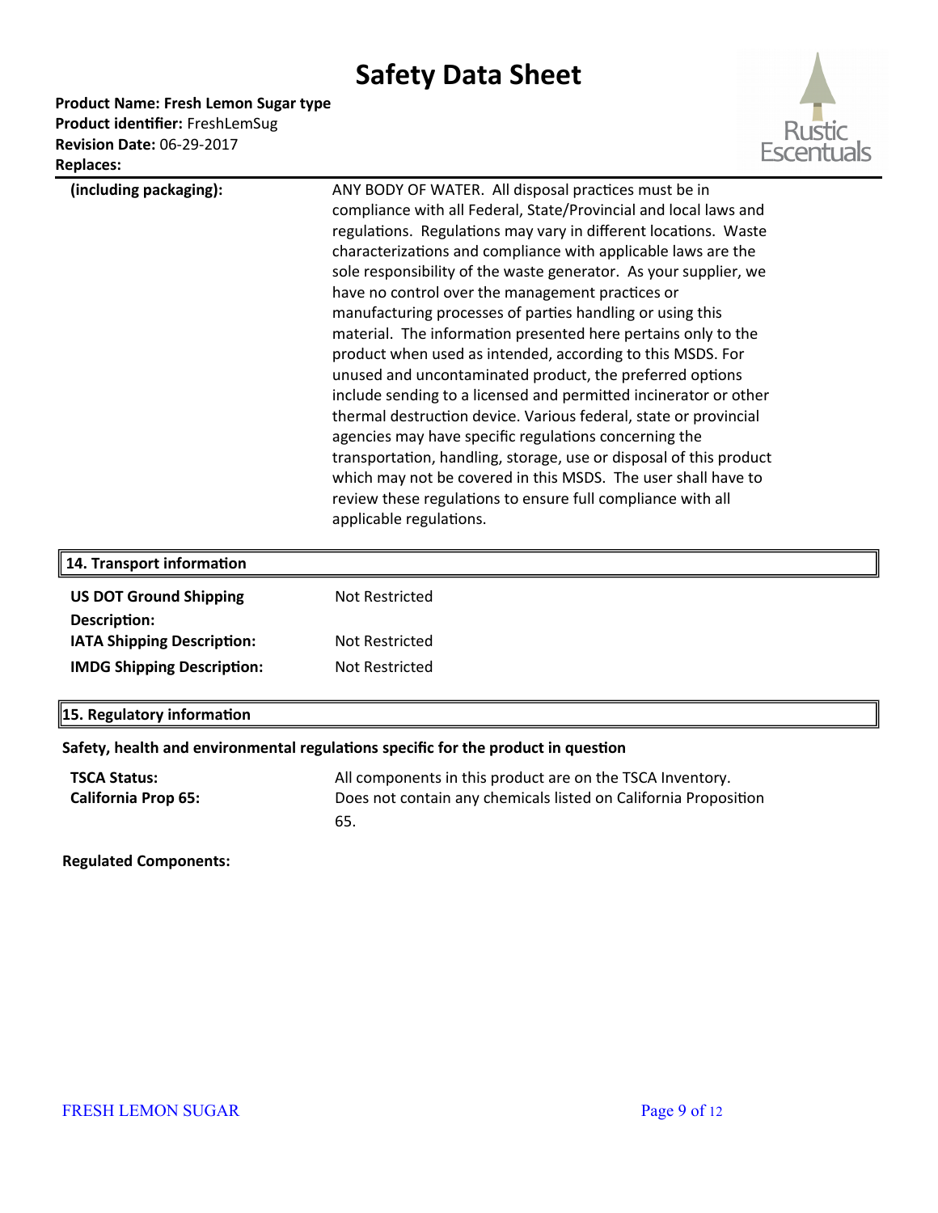| | |
|---|---|
| **(including packaging):** | ANY BODY OF WATER. All disposal practices must be in compliance with all Federal, State/Provincial and local laws and regulations. Regulations may vary in different locations. Waste characterizations and compliance with applicable laws are the sole responsibility of the waste generator. As your supplier, we have no control over the management practices or manufacturing processes of parties handling or using this material. The information presented here pertains only to the product when used as intended, according to this MSDS. For unused and uncontaminated product, the preferred options include sending to a licensed and permitted incinerator or other thermal destruction device. Various federal, state or provincial agencies may have specific regulations concerning the transportation, handling, storage, use or disposal of this product which may not be covered in this MSDS. The user shall have to review these regulations to ensure full compliance with all applicable regulations. |

## 14. Transport information

| | |
|---|---|
| **US DOT Ground Shipping Description:** | Not Restricted |
| **IATA Shipping Description:** | Not Restricted |
| **IMDG Shipping Description:** | Not Restricted |

## 15. Regulatory information

**Safety, health and environmental regulations specific for the product in question**

| | |
|---|---|
| **TSCA Status:** | All components in this product are on the TSCA Inventory. |
| **California Prop 65:** | Does not contain any chemicals listed on California Proposition 65. |

**Regulated Components:**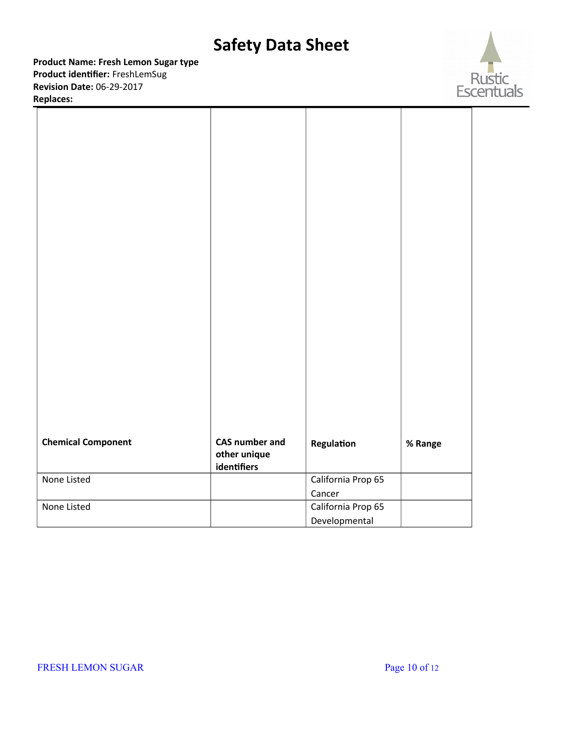| Chemical Component | CAS number and other unique identifiers | Regulation | % Range |
|---|---|---|---|
| None Listed | | California Prop 65 Cancer | |
| None Listed | | California Prop 65 Developmental | |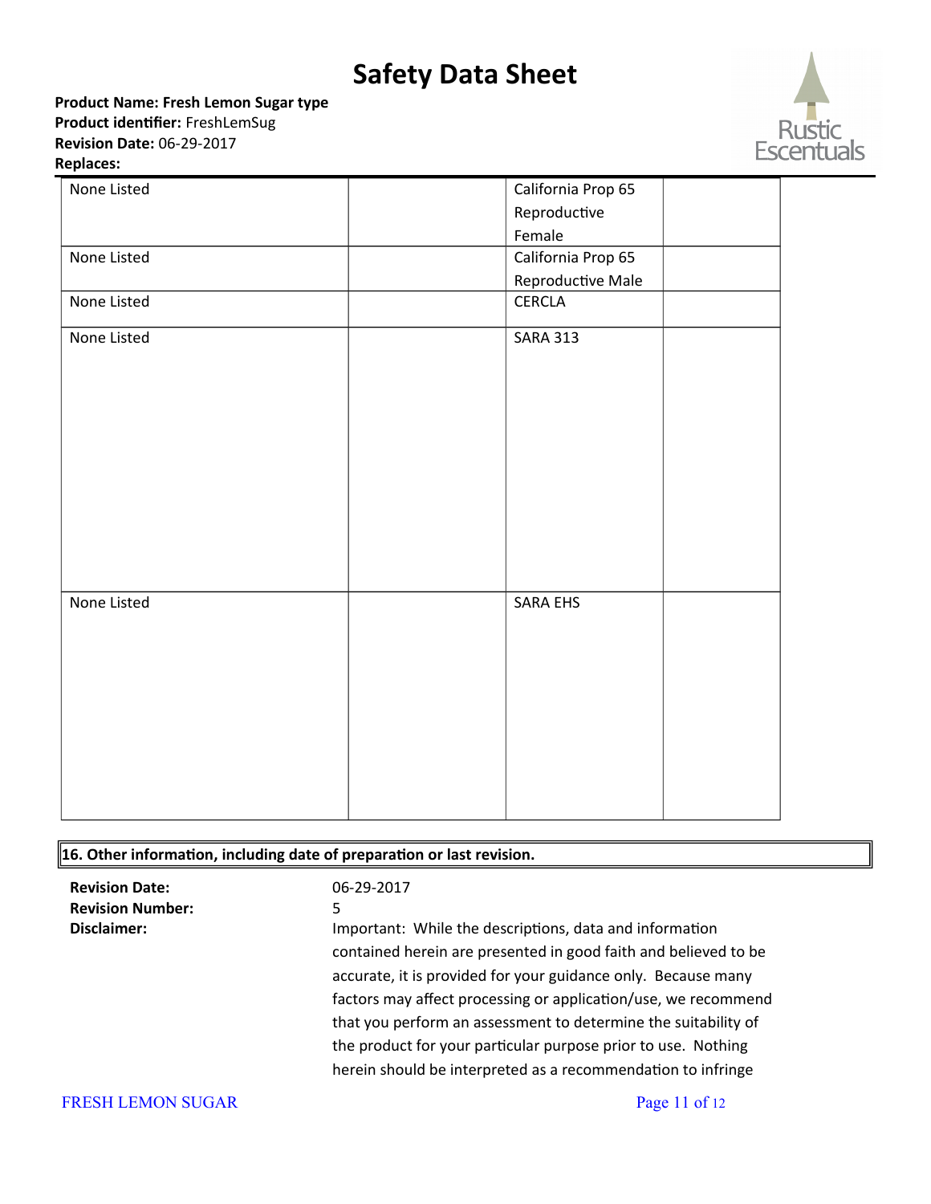| | | | |
|---|---|---|---|
| None Listed | | California Prop 65 Reproductive Female | |
| None Listed | | California Prop 65 Reproductive Male | |
| None Listed | | CERCLA | |
| None Listed | | SARA 313 | |
| None Listed | | SARA EHS | |

## 16. Other information, including date of preparation or last revision.

**Revision Date:** 06-29-2017

**Revision Number:** 5

**Disclaimer:** Important: While the descriptions, data and information contained herein are presented in good faith and believed to be accurate, it is provided for your guidance only. Because many factors may affect processing or application/use, we recommend that you perform an assessment to determine the suitability of the product for your particular purpose prior to use. Nothing herein should be interpreted as a recommendation to infringe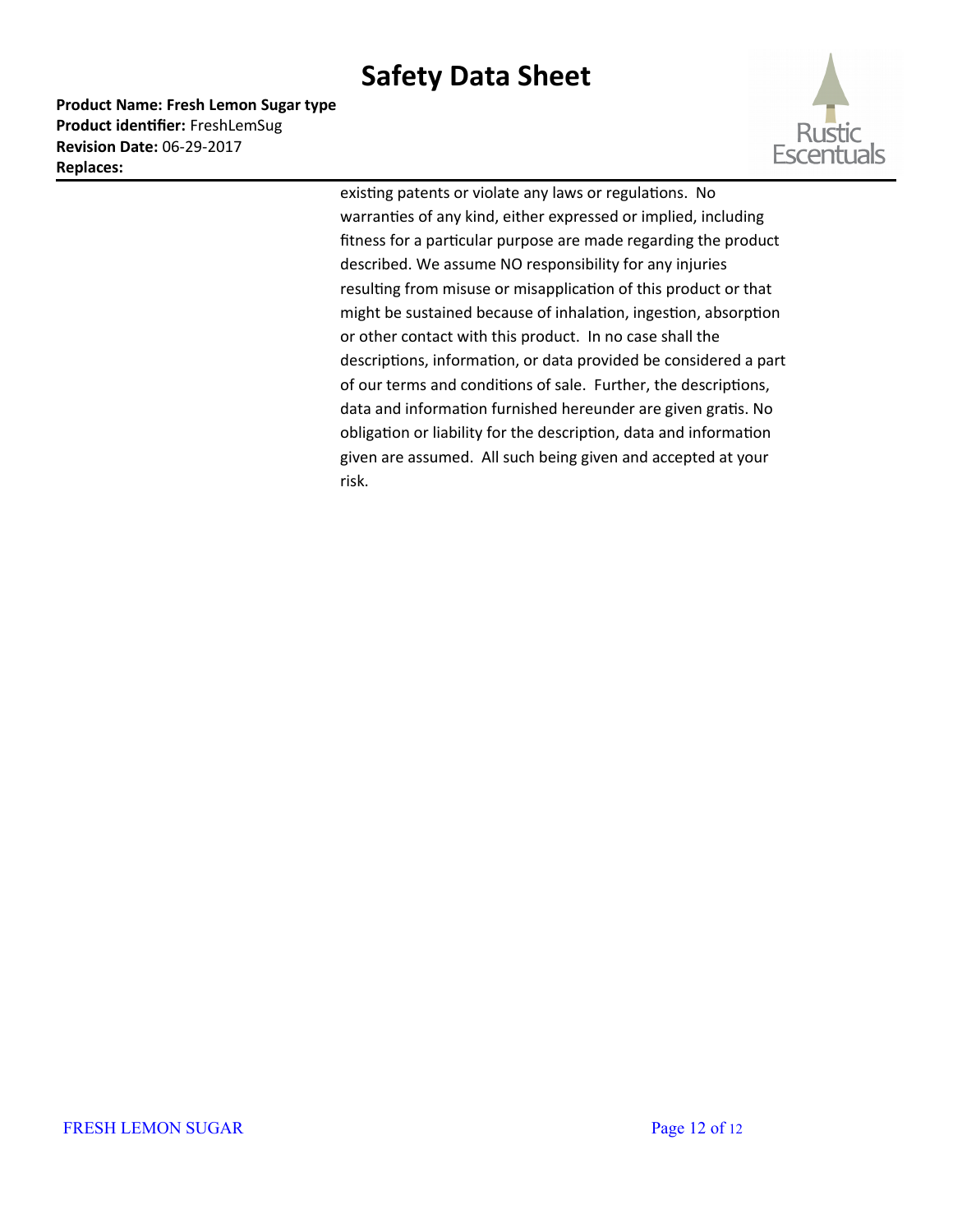existing patents or violate any laws or regulations. No warranties of any kind, either expressed or implied, including fitness for a particular purpose are made regarding the product described. We assume NO responsibility for any injuries resulting from misuse or misapplication of this product or that might be sustained because of inhalation, ingestion, absorption or other contact with this product. In no case shall the descriptions, information, or data provided be considered a part of our terms and conditions of sale. Further, the descriptions, data and information furnished hereunder are given gratis. No obligation or liability for the description, data and information given are assumed. All such being given and accepted at your risk.